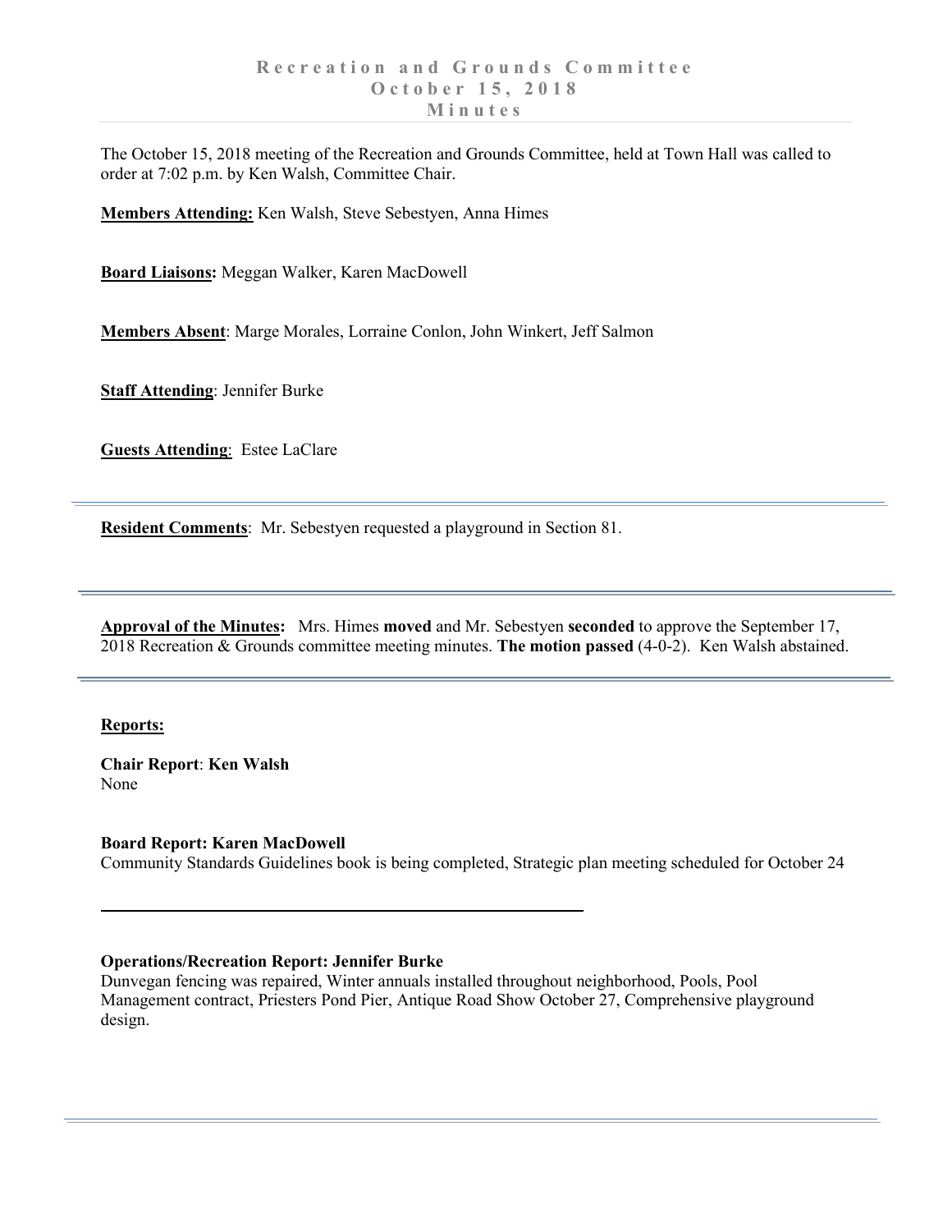# Recreation and Grounds Committee
# October 15, 2018
# Minutes

The October 15, 2018 meeting of the Recreation and Grounds Committee, held at Town Hall was called to order at 7:02 p.m. by Ken Walsh, Committee Chair.

**Members Attending:** Ken Walsh, Steve Sebestyen, Anna Himes

**Board Liaisons:** Meggan Walker, Karen MacDowell

**Members Absent**: Marge Morales, Lorraine Conlon, John Winkert, Jeff Salmon

**Staff Attending**: Jennifer Burke

**Guests Attending**: Estee LaClare

---

**Resident Comments**: Mr. Sebestyen requested a playground in Section 81.

---

**Approval of the Minutes:** Mrs. Himes **moved** and Mr. Sebestyen **seconded** to approve the September 17, 2018 Recreation & Grounds committee meeting minutes. **The motion passed** (4-0-2). Ken Walsh abstained.

---

**Reports:**

**Chair Report**: **Ken Walsh**
None

**Board Report: Karen MacDowell**
Community Standards Guidelines book is being completed, Strategic plan meeting scheduled for October 24

---

**Operations/Recreation Report: Jennifer Burke**
Dunvegan fencing was repaired, Winter annuals installed throughout neighborhood, Pools, Pool Management contract, Priesters Pond Pier, Antique Road Show October 27, Comprehensive playground design.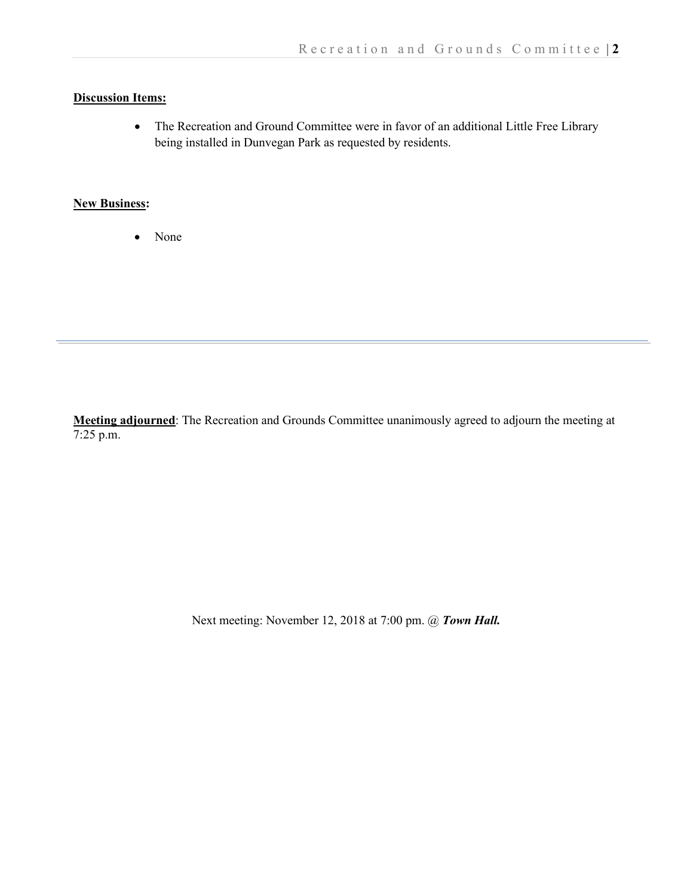**Discussion Items:**

- The Recreation and Ground Committee were in favor of an additional Little Free Library being installed in Dunvegan Park as requested by residents.

**New Business:**

- None

---

**Meeting adjourned**: The Recreation and Grounds Committee unanimously agreed to adjourn the meeting at 7:25 p.m.

Next meeting: November 12, 2018 at 7:00 pm. @ ***Town Hall.***